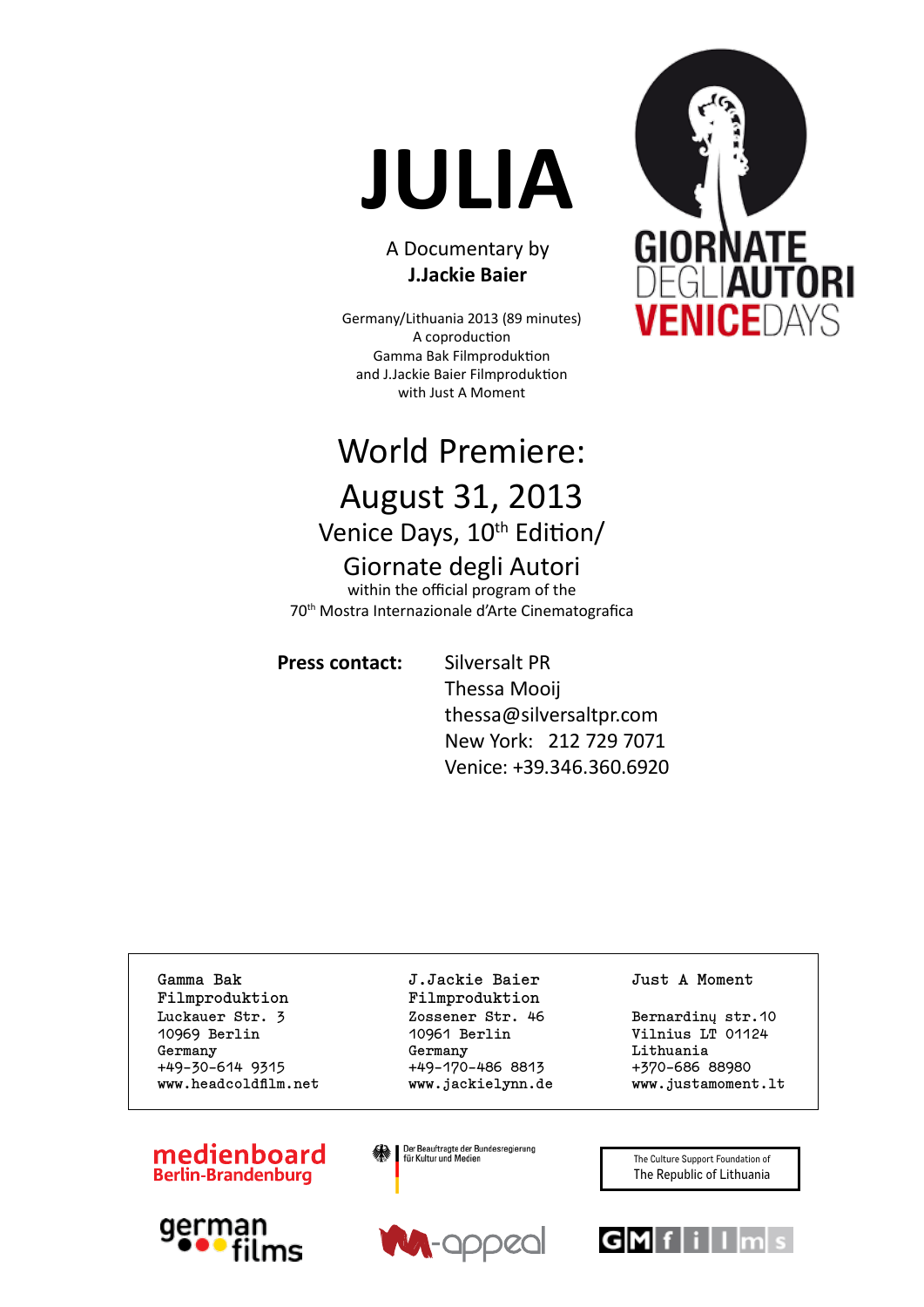# JULIA

A Documentary by
**J.Jackie Baier**

Germany/Lithuania 2013 (89 minutes)
A coproduction
Gamma Bak Filmproduktion
and J.Jackie Baier Filmproduktion
with Just A Moment

GIORNATE DEGLI AUTORI VENICEDAYS

## World Premiere: August 31, 2013

### Venice Days, 10th Edition/ Giornate degli Autori

within the official program of the
70th Mostra Internazionale d'Arte Cinematografica

**Press contact:** Silversalt PR
Thessa Mooij
thessa@silversaltpr.com
New York: 212 729 7071
Venice: +39.346.360.6920

| Gamma Bak Filmproduktion | J.Jackie Baier Filmproduktion | Just A Moment |
|---|---|---|
| Luckauer Str. 3 | Zossener Str. 46 | Bernardinų str.10 |
| 10969 Berlin | 10961 Berlin | Vilnius LT 01124 |
| Germany | Germany | Lithuania |
| +49-30-614 9315 | +49-170-486 8813 | +370-686 88980 |
| www.headcoldfilm.net | www.jackielynn.de | www.justamoment.lt |

medienboard Berlin-Brandenburg

Der Beauftragte der Bundesregierung für Kultur und Medien

The Culture Support Foundation of The Republic of Lithuania

german films

M-appeal

GMfilms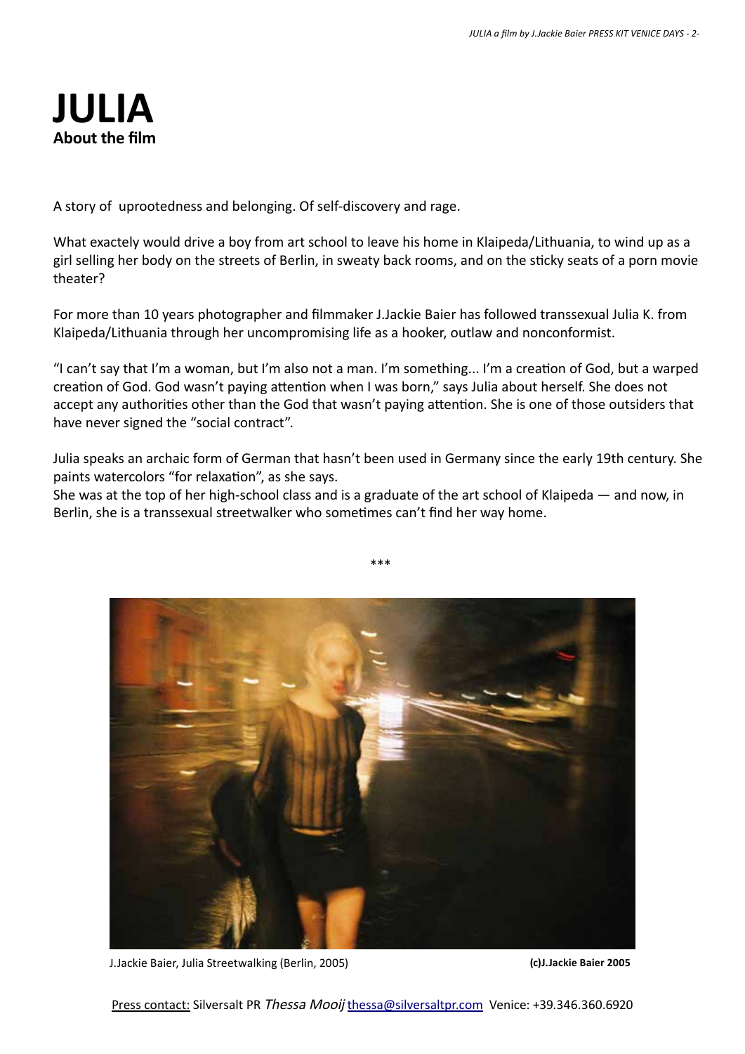# JULIA

**About the film**

A story of uprootedness and belonging. Of self-discovery and rage.

What exactely would drive a boy from art school to leave his home in Klaipeda/Lithuania, to wind up as a girl selling her body on the streets of Berlin, in sweaty back rooms, and on the sticky seats of a porn movie theater?

For more than 10 years photographer and filmmaker J.Jackie Baier has followed transsexual Julia K. from Klaipeda/Lithuania through her uncompromising life as a hooker, outlaw and nonconformist.

"I can't say that I'm a woman, but I'm also not a man. I'm something... I'm a creation of God, but a warped creation of God. God wasn't paying attention when I was born," says Julia about herself. She does not accept any authorities other than the God that wasn't paying attention. She is one of those outsiders that have never signed the "social contract".

Julia speaks an archaic form of German that hasn't been used in Germany since the early 19th century. She paints watercolors "for relaxation", as she says.
She was at the top of her high-school class and is a graduate of the art school of Klaipeda — and now, in Berlin, she is a transsexual streetwalker who sometimes can't find her way home.

\*\*\*

J.Jackie Baier, Julia Streetwalking (Berlin, 2005) **(c)J.Jackie Baier 2005**

Press contact: Silversalt PR *Thessa Mooij* thessa@silversaltpr.com Venice: +39.346.360.6920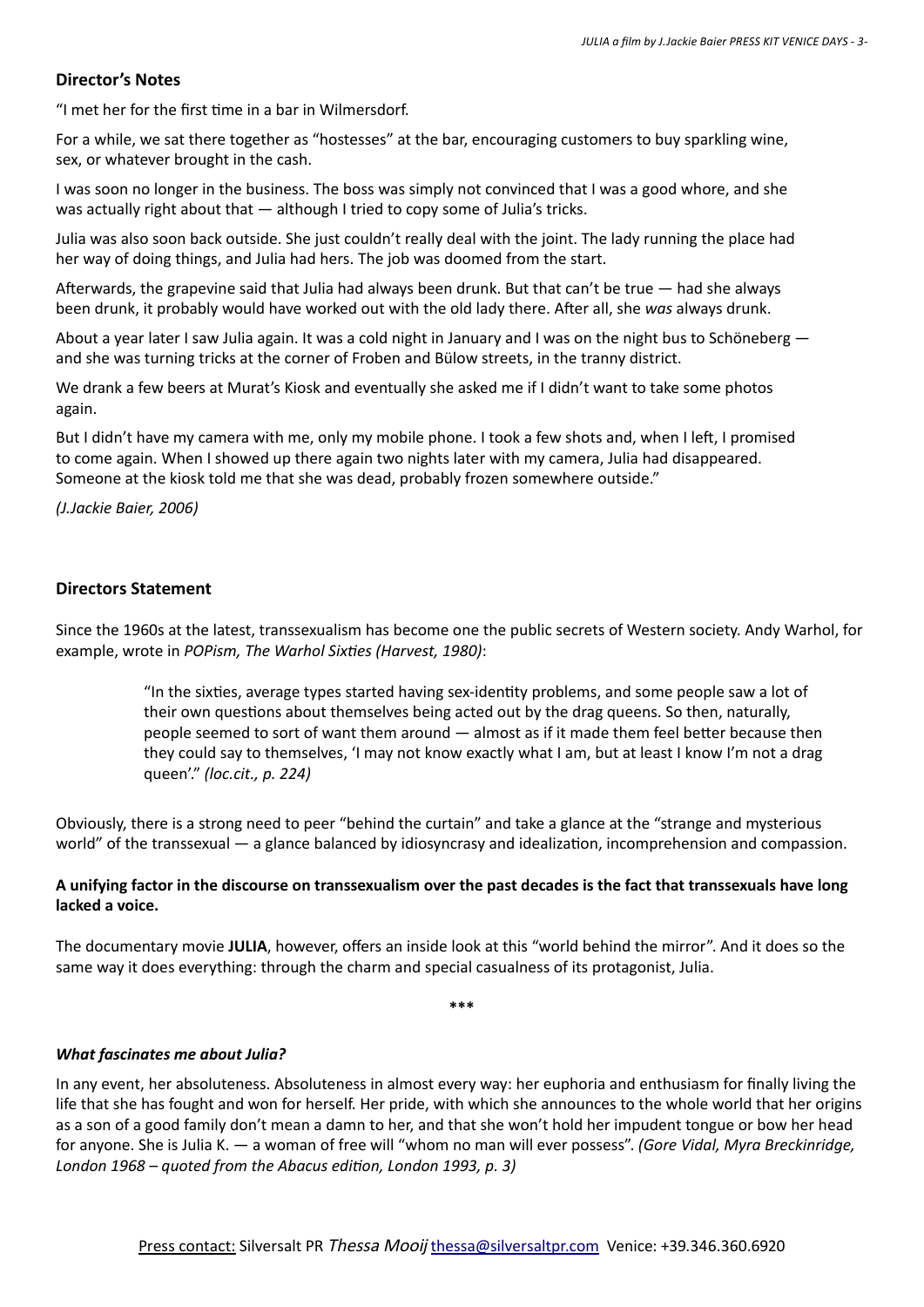## Director's Notes

"I met her for the first time in a bar in Wilmersdorf.

For a while, we sat there together as "hostesses" at the bar, encouraging customers to buy sparkling wine, sex, or whatever brought in the cash.

I was soon no longer in the business. The boss was simply not convinced that I was a good whore, and she was actually right about that — although I tried to copy some of Julia's tricks.

Julia was also soon back outside. She just couldn't really deal with the joint. The lady running the place had her way of doing things, and Julia had hers. The job was doomed from the start.

Afterwards, the grapevine said that Julia had always been drunk. But that can't be true — had she always been drunk, it probably would have worked out with the old lady there. After all, she *was* always drunk.

About a year later I saw Julia again. It was a cold night in January and I was on the night bus to Schöneberg — and she was turning tricks at the corner of Froben and Bülow streets, in the tranny district.

We drank a few beers at Murat's Kiosk and eventually she asked me if I didn't want to take some photos again.

But I didn't have my camera with me, only my mobile phone. I took a few shots and, when I left, I promised to come again. When I showed up there again two nights later with my camera, Julia had disappeared. Someone at the kiosk told me that she was dead, probably frozen somewhere outside."

*(J.Jackie Baier, 2006)*

## Directors Statement

Since the 1960s at the latest, transsexualism has become one the public secrets of Western society. Andy Warhol, for example, wrote in *POPism, The Warhol Sixties (Harvest, 1980)*:

> "In the sixties, average types started having sex-identity problems, and some people saw a lot of their own questions about themselves being acted out by the drag queens. So then, naturally, people seemed to sort of want them around — almost as if it made them feel better because then they could say to themselves, 'I may not know exactly what I am, but at least I know I'm not a drag queen'." *(loc.cit., p. 224)*

Obviously, there is a strong need to peer "behind the curtain" and take a glance at the "strange and mysterious world" of the transsexual — a glance balanced by idiosyncrasy and idealization, incomprehension and compassion.

**A unifying factor in the discourse on transsexualism over the past decades is the fact that transsexuals have long lacked a voice.**

The documentary movie **JULIA**, however, offers an inside look at this "world behind the mirror". And it does so the same way it does everything: through the charm and special casualness of its protagonist, Julia.

\*\*\*

### *What fascinates me about Julia?*

In any event, her absoluteness. Absoluteness in almost every way: her euphoria and enthusiasm for finally living the life that she has fought and won for herself. Her pride, with which she announces to the whole world that her origins as a son of a good family don't mean a damn to her, and that she won't hold her impudent tongue or bow her head for anyone. She is Julia K. — a woman of free will "whom no man will ever possess". *(Gore Vidal, Myra Breckinridge, London 1968 – quoted from the Abacus edition, London 1993, p. 3)*

Press contact: Silversalt PR *Thessa Mooij* thessa@silversaltpr.com Venice: +39.346.360.6920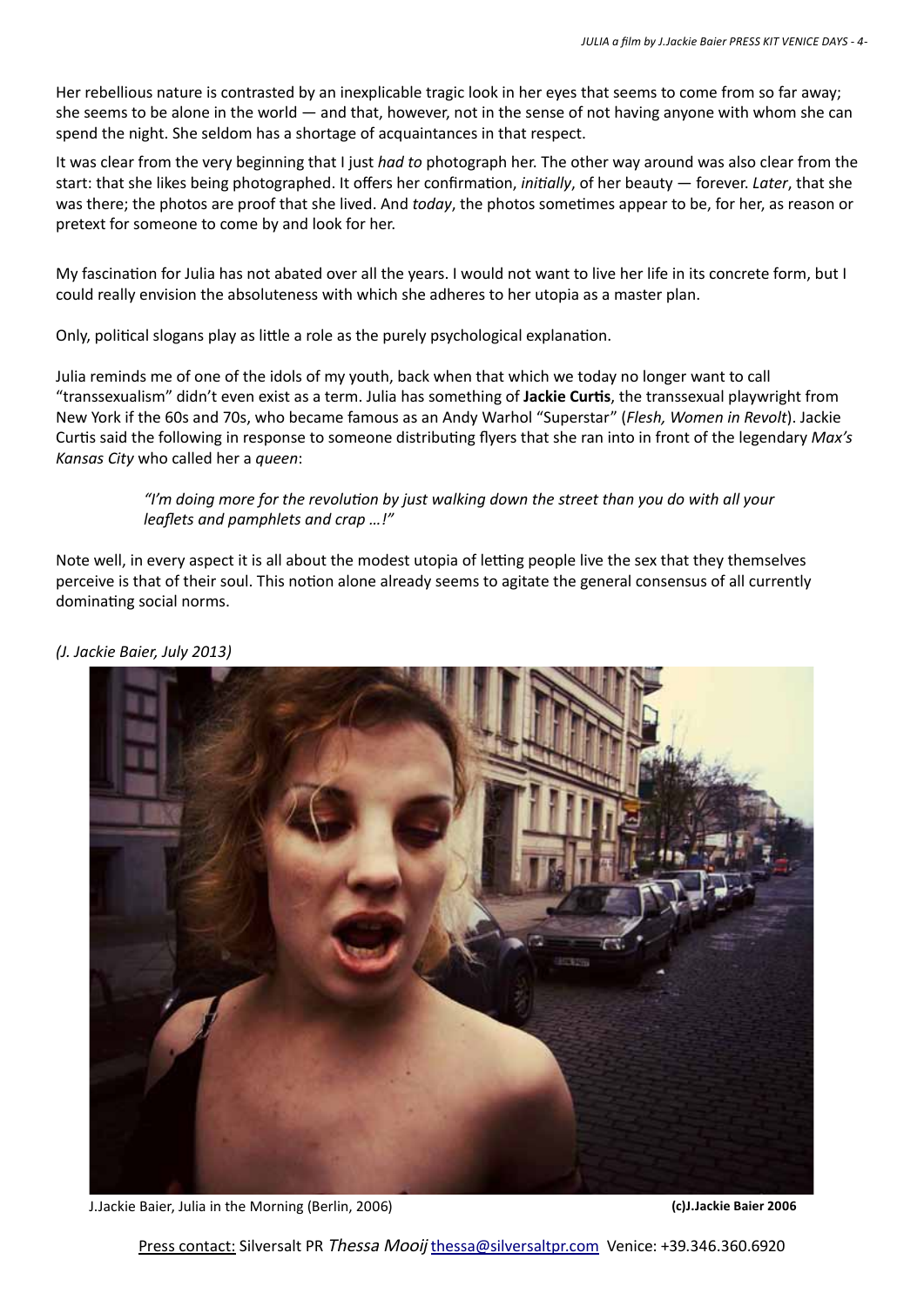Her rebellious nature is contrasted by an inexplicable tragic look in her eyes that seems to come from so far away; she seems to be alone in the world — and that, however, not in the sense of not having anyone with whom she can spend the night. She seldom has a shortage of acquaintances in that respect.

It was clear from the very beginning that I just *had to* photograph her. The other way around was also clear from the start: that she likes being photographed. It offers her confirmation, *initially*, of her beauty — forever. *Later*, that she was there; the photos are proof that she lived. And *today*, the photos sometimes appear to be, for her, as reason or pretext for someone to come by and look for her.

My fascination for Julia has not abated over all the years. I would not want to live her life in its concrete form, but I could really envision the absoluteness with which she adheres to her utopia as a master plan.

Only, political slogans play as little a role as the purely psychological explanation.

Julia reminds me of one of the idols of my youth, back when that which we today no longer want to call "transsexualism" didn't even exist as a term. Julia has something of **Jackie Curtis**, the transsexual playwright from New York if the 60s and 70s, who became famous as an Andy Warhol "Superstar" (*Flesh, Women in Revolt*). Jackie Curtis said the following in response to someone distributing flyers that she ran into in front of the legendary *Max's Kansas City* who called her a *queen*:

> *"I'm doing more for the revolution by just walking down the street than you do with all your leaflets and pamphlets and crap …!"*

Note well, in every aspect it is all about the modest utopia of letting people live the sex that they themselves perceive is that of their soul. This notion alone already seems to agitate the general consensus of all currently dominating social norms.

*(J. Jackie Baier, July 2013)*

J.Jackie Baier, Julia in the Morning (Berlin, 2006) **(c)J.Jackie Baier 2006**

Press contact: Silversalt PR *Thessa Mooij* thessa@silversaltpr.com Venice: +39.346.360.6920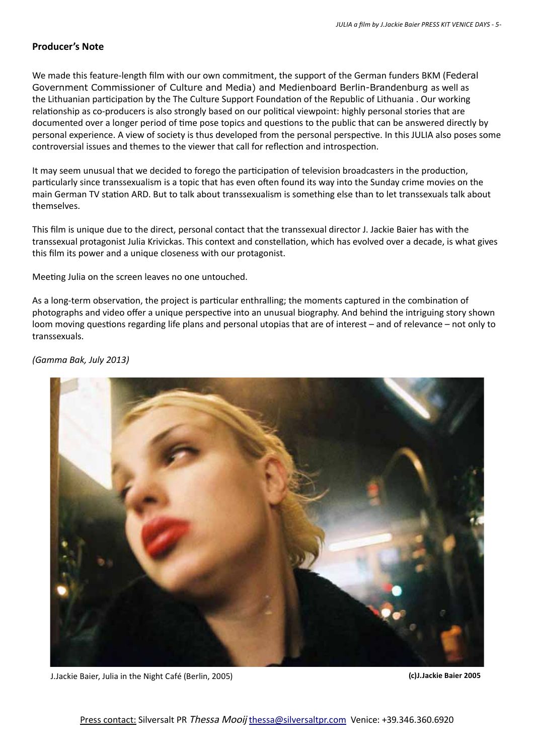## Producer's Note

We made this feature-length film with our own commitment, the support of the German funders BKM (Federal Government Commissioner of Culture and Media) and Medienboard Berlin-Brandenburg as well as the Lithuanian participation by the The Culture Support Foundation of the Republic of Lithuania . Our working relationship as co-producers is also strongly based on our political viewpoint: highly personal stories that are documented over a longer period of time pose topics and questions to the public that can be answered directly by personal experience. A view of society is thus developed from the personal perspective. In this JULIA also poses some controversial issues and themes to the viewer that call for reflection and introspection.

It may seem unusual that we decided to forego the participation of television broadcasters in the production, particularly since transsexualism is a topic that has even often found its way into the Sunday crime movies on the main German TV station ARD. But to talk about transsexualism is something else than to let transsexuals talk about themselves.

This film is unique due to the direct, personal contact that the transsexual director J. Jackie Baier has with the transsexual protagonist Julia Krivickas. This context and constellation, which has evolved over a decade, is what gives this film its power and a unique closeness with our protagonist.

Meeting Julia on the screen leaves no one untouched.

As a long-term observation, the project is particular enthralling; the moments captured in the combination of photographs and video offer a unique perspective into an unusual biography. And behind the intriguing story shown loom moving questions regarding life plans and personal utopias that are of interest – and of relevance – not only to transsexuals.

*(Gamma Bak, July 2013)*

J.Jackie Baier, Julia in the Night Café (Berlin, 2005) **(c)J.Jackie Baier 2005**

Press contact: Silversalt PR *Thessa Mooij* thessa@silversaltpr.com Venice: +39.346.360.6920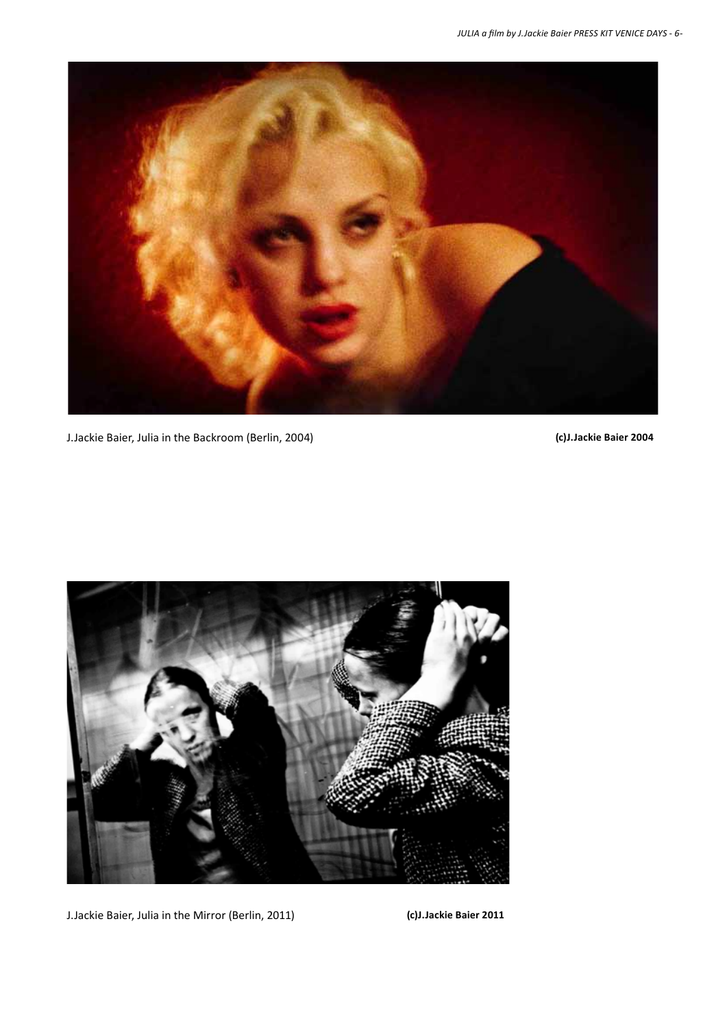J.Jackie Baier, Julia in the Backroom (Berlin, 2004) **(c)J.Jackie Baier 2004**

J.Jackie Baier, Julia in the Mirror (Berlin, 2011) **(c)J.Jackie Baier 2011**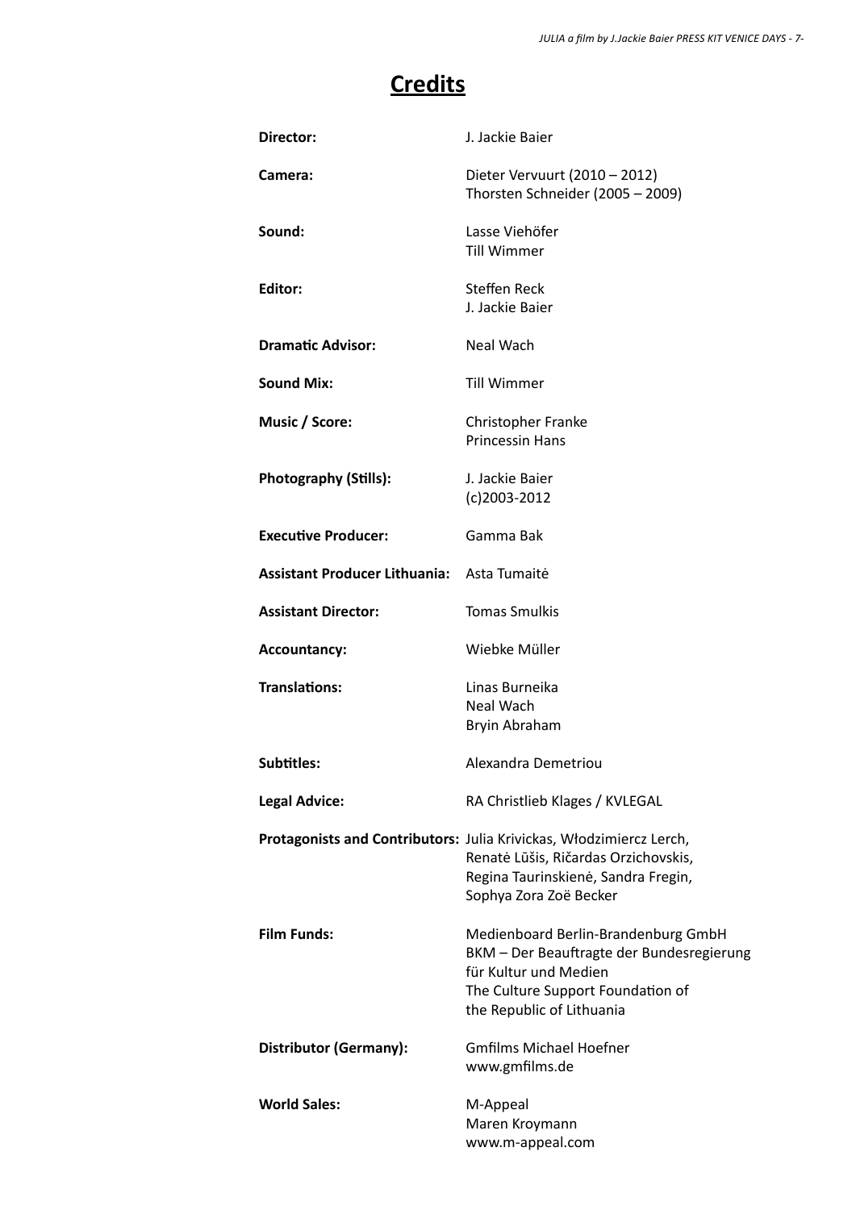# Credits

| | |
|---|---|
| **Director:** | J. Jackie Baier |
| **Camera:** | Dieter Vervuurt (2010 – 2012)<br>Thorsten Schneider (2005 – 2009) |
| **Sound:** | Lasse Viehöfer<br>Till Wimmer |
| **Editor:** | Steffen Reck<br>J. Jackie Baier |
| **Dramatic Advisor:** | Neal Wach |
| **Sound Mix:** | Till Wimmer |
| **Music / Score:** | Christopher Franke<br>Princessin Hans |
| **Photography (Stills):** | J. Jackie Baier<br>(c)2003-2012 |
| **Executive Producer:** | Gamma Bak |
| **Assistant Producer Lithuania:** | Asta Tumaitė |
| **Assistant Director:** | Tomas Smulkis |
| **Accountancy:** | Wiebke Müller |
| **Translations:** | Linas Burneika<br>Neal Wach<br>Bryin Abraham |
| **Subtitles:** | Alexandra Demetriou |
| **Legal Advice:** | RA Christlieb Klages / KVLEGAL |
| **Protagonists and Contributors:** | Julia Krivickas, Włodzimiercz Lerch, Renatė Lūšis, Ričardas Orzichovskis, Regina Taurinskienė, Sandra Fregin, Sophya Zora Zoë Becker |
| **Film Funds:** | Medienboard Berlin-Brandenburg GmbH<br>BKM – Der Beauftragte der Bundesregierung für Kultur und Medien<br>The Culture Support Foundation of the Republic of Lithuania |
| **Distributor (Germany):** | Gmfilms Michael Hoefner<br>www.gmfilms.de |
| **World Sales:** | M-Appeal<br>Maren Kroymann<br>www.m-appeal.com |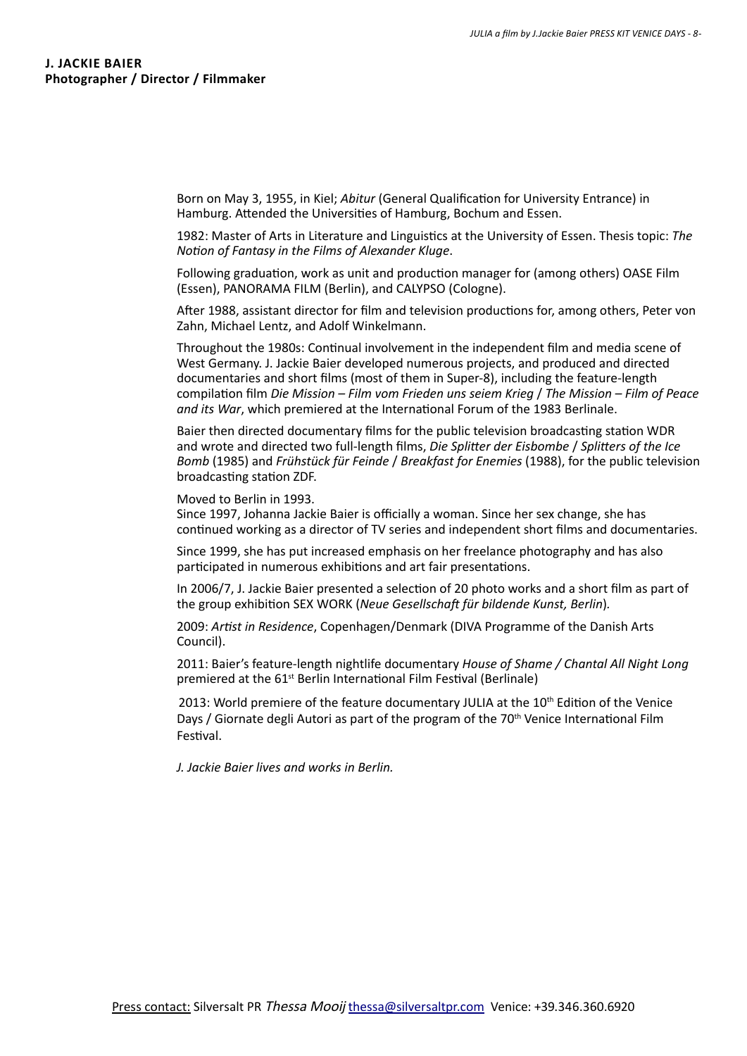**J. JACKIE BAIER**
**Photographer / Director / Filmmaker**

Born on May 3, 1955, in Kiel; *Abitur* (General Qualification for University Entrance) in Hamburg. Attended the Universities of Hamburg, Bochum and Essen.

1982: Master of Arts in Literature and Linguistics at the University of Essen. Thesis topic: *The Notion of Fantasy in the Films of Alexander Kluge*.

Following graduation, work as unit and production manager for (among others) OASE Film (Essen), PANORAMA FILM (Berlin), and CALYPSO (Cologne).

After 1988, assistant director for film and television productions for, among others, Peter von Zahn, Michael Lentz, and Adolf Winkelmann.

Throughout the 1980s: Continual involvement in the independent film and media scene of West Germany. J. Jackie Baier developed numerous projects, and produced and directed documentaries and short films (most of them in Super-8), including the feature-length compilation film *Die Mission – Film vom Frieden uns seiem Krieg* / *The Mission – Film of Peace and its War*, which premiered at the International Forum of the 1983 Berlinale.

Baier then directed documentary films for the public television broadcasting station WDR and wrote and directed two full-length films, *Die Splitter der Eisbombe* / *Splitters of the Ice Bomb* (1985) and *Frühstück für Feinde* / *Breakfast for Enemies* (1988), for the public television broadcasting station ZDF.

Moved to Berlin in 1993.
Since 1997, Johanna Jackie Baier is officially a woman. Since her sex change, she has continued working as a director of TV series and independent short films and documentaries.

Since 1999, she has put increased emphasis on her freelance photography and has also participated in numerous exhibitions and art fair presentations.

In 2006/7, J. Jackie Baier presented a selection of 20 photo works and a short film as part of the group exhibition SEX WORK (*Neue Gesellschaft für bildende Kunst, Berlin*).

2009: *Artist in Residence*, Copenhagen/Denmark (DIVA Programme of the Danish Arts Council).

2011: Baier's feature-length nightlife documentary *House of Shame / Chantal All Night Long* premiered at the 61st Berlin International Film Festival (Berlinale)

2013: World premiere of the feature documentary JULIA at the 10th Edition of the Venice Days / Giornate degli Autori as part of the program of the 70th Venice International Film Festival.

*J. Jackie Baier lives and works in Berlin.*

Press contact: Silversalt PR *Thessa Mooij* thessa@silversaltpr.com Venice: +39.346.360.6920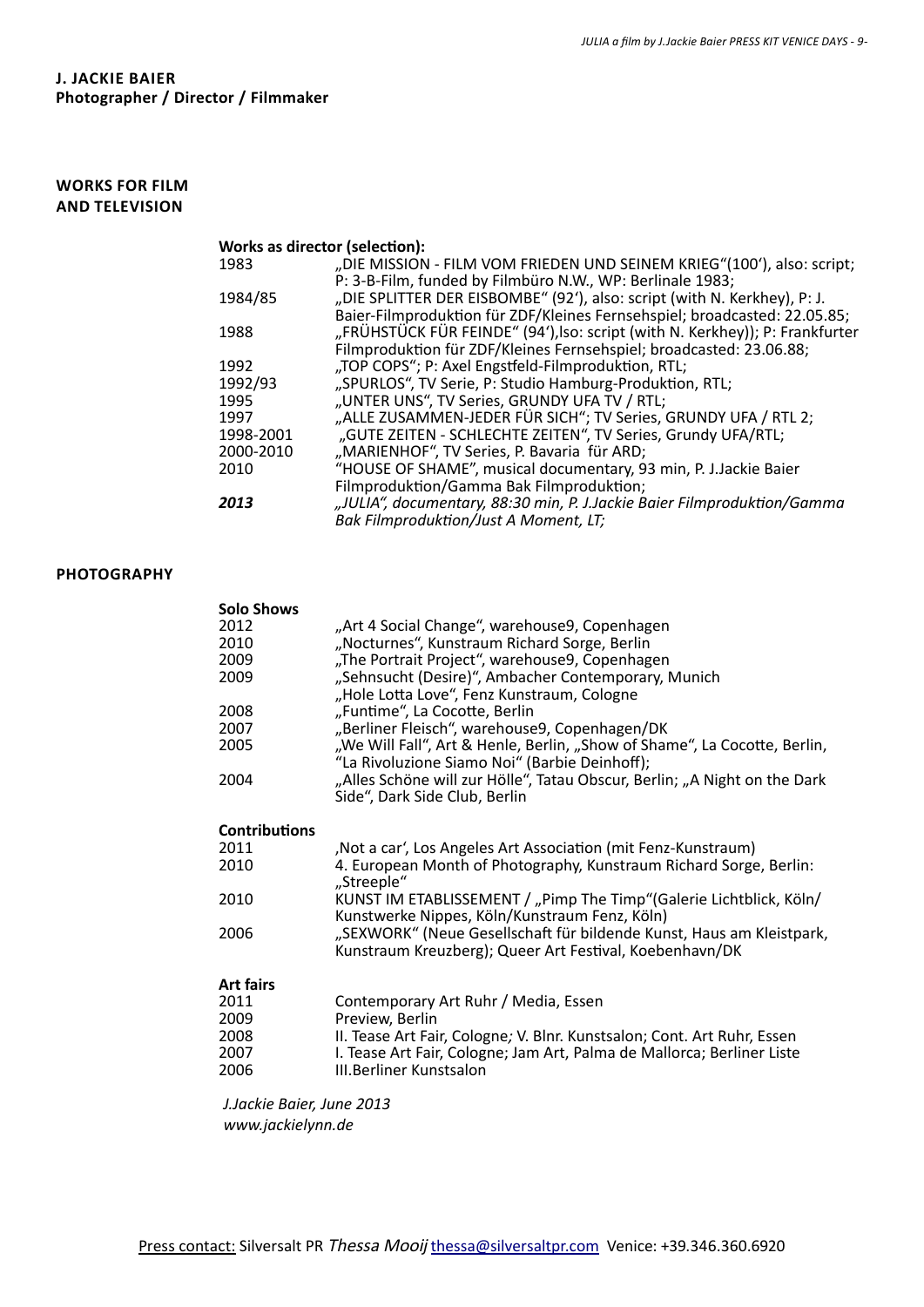**J. JACKIE BAIER**
**Photographer / Director / Filmmaker**

## WORKS FOR FILM AND TELEVISION

**Works as director (selection):**

| | |
|---|---|
| 1983 | „DIE MISSION - FILM VOM FRIEDEN UND SEINEM KRIEG“(100‘), also: script; P: 3-B-Film, funded by Filmbüro N.W., WP: Berlinale 1983; |
| 1984/85 | „DIE SPLITTER DER EISBOMBE“ (92‘), also: script (with N. Kerkhey), P: J. Baier-Filmproduktion für ZDF/Kleines Fernsehspiel; broadcasted: 22.05.85; |
| 1988 | „FRÜHSTÜCK FÜR FEINDE“ (94‘),lso: script (with N. Kerkhey)); P: Frankfurter Filmproduktion für ZDF/Kleines Fernsehspiel; broadcasted: 23.06.88; |
| 1992 | „TOP COPS“; P: Axel Engstfeld-Filmproduktion, RTL; |
| 1992/93 | „SPURLOS“, TV Serie, P: Studio Hamburg-Produktion, RTL; |
| 1995 | „UNTER UNS“, TV Series, GRUNDY UFA TV / RTL; |
| 1997 | „ALLE ZUSAMMEN-JEDER FÜR SICH“; TV Series, GRUNDY UFA / RTL 2; |
| 1998-2001 | „GUTE ZEITEN - SCHLECHTE ZEITEN“, TV Series, Grundy UFA/RTL; |
| 2000-2010 | „MARIENHOF“, TV Series, P. Bavaria für ARD; |
| 2010 | “HOUSE OF SHAME”, musical documentary, 93 min, P. J.Jackie Baier Filmproduktion/Gamma Bak Filmproduktion; |
| ***2013*** | *„JULIA“, documentary, 88:30 min, P. J.Jackie Baier Filmproduktion/Gamma Bak Filmproduktion/Just A Moment, LT;* |

## PHOTOGRAPHY

**Solo Shows**

| | |
|---|---|
| 2012 | „Art 4 Social Change“, warehouse9, Copenhagen |
| 2010 | „Nocturnes“, Kunstraum Richard Sorge, Berlin |
| 2009 | „The Portrait Project“, warehouse9, Copenhagen |
| 2009 | „Sehnsucht (Desire)“, Ambacher Contemporary, Munich<br>„Hole Lotta Love“, Fenz Kunstraum, Cologne |
| 2008 | „Funtime“, La Cocotte, Berlin |
| 2007 | „Berliner Fleisch“, warehouse9, Copenhagen/DK |
| 2005 | „We Will Fall“, Art & Henle, Berlin, „Show of Shame“, La Cocotte, Berlin, “La Rivoluzione Siamo Noi“ (Barbie Deinhoff); |
| 2004 | „Alles Schöne will zur Hölle“, Tatau Obscur, Berlin; „A Night on the Dark Side“, Dark Side Club, Berlin |

**Contributions**

| | |
|---|---|
| 2011 | ‚Not a car‘, Los Angeles Art Association (mit Fenz-Kunstraum) |
| 2010 | 4. European Month of Photography, Kunstraum Richard Sorge, Berlin: „Streeple“ |
| 2010 | KUNST IM ETABLISSEMENT / „Pimp The Timp“(Galerie Lichtblick, Köln/ Kunstwerke Nippes, Köln/Kunstraum Fenz, Köln) |
| 2006 | „SEXWORK“ (Neue Gesellschaft für bildende Kunst, Haus am Kleistpark, Kunstraum Kreuzberg); Queer Art Festival, Koebenhavn/DK |

**Art fairs**

| | |
|---|---|
| 2011 | Contemporary Art Ruhr / Media, Essen |
| 2009 | Preview, Berlin |
| 2008 | II. Tease Art Fair, Cologne; V. Blnr. Kunstsalon; Cont. Art Ruhr, Essen |
| 2007 | I. Tease Art Fair, Cologne; Jam Art, Palma de Mallorca; Berliner Liste |
| 2006 | III.Berliner Kunstsalon |

*J.Jackie Baier, June 2013*
*www.jackielynn.de*

Press contact: Silversalt PR *Thessa Mooij* thessa@silversaltpr.com Venice: +39.346.360.6920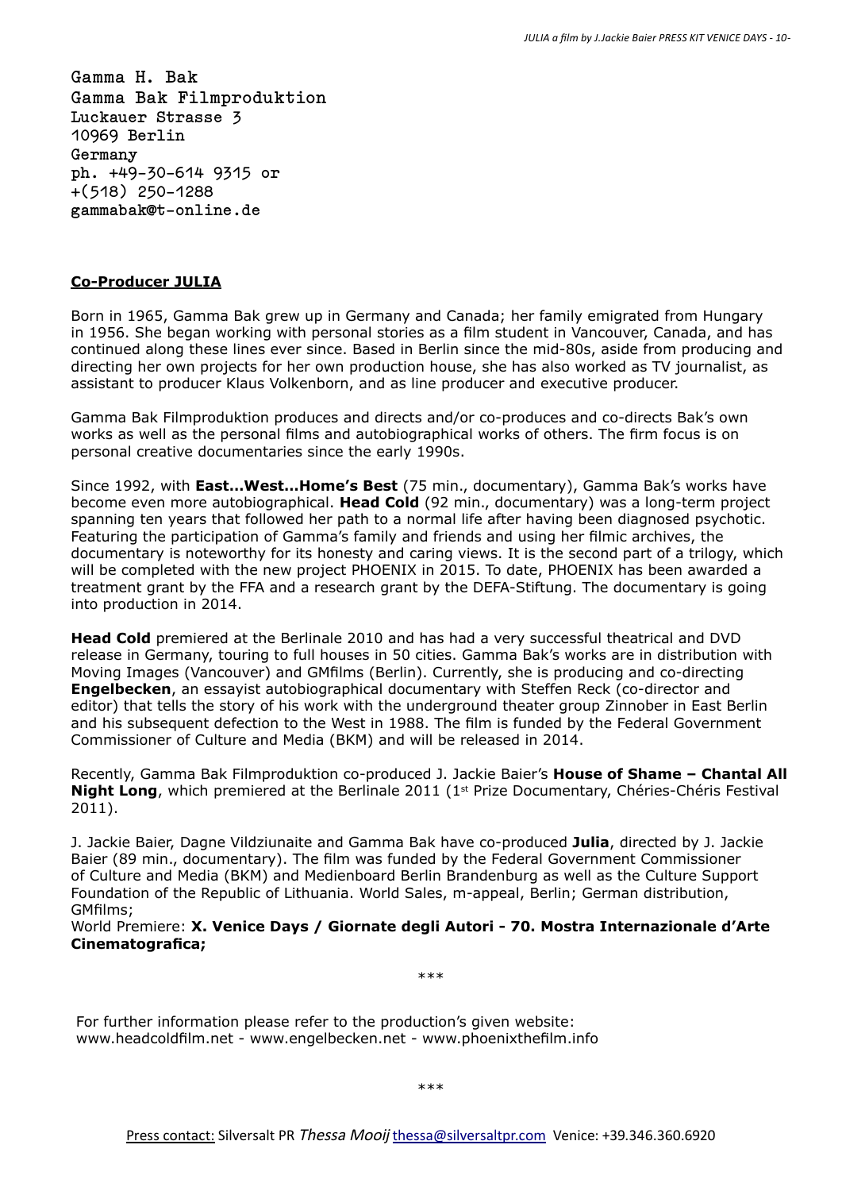Gamma H. Bak
Gamma Bak Filmproduktion
Luckauer Strasse 3
10969 Berlin
Germany
ph. +49-30-614 9315 or
+(518) 250-1288
gammabak@t-online.de

**Co-Producer JULIA**

Born in 1965, Gamma Bak grew up in Germany and Canada; her family emigrated from Hungary in 1956. She began working with personal stories as a film student in Vancouver, Canada, and has continued along these lines ever since. Based in Berlin since the mid-80s, aside from producing and directing her own projects for her own production house, she has also worked as TV journalist, as assistant to producer Klaus Volkenborn, and as line producer and executive producer.

Gamma Bak Filmproduktion produces and directs and/or co-produces and co-directs Bak's own works as well as the personal films and autobiographical works of others. The firm focus is on personal creative documentaries since the early 1990s.

Since 1992, with **East...West...Home's Best** (75 min., documentary), Gamma Bak's works have become even more autobiographical. **Head Cold** (92 min., documentary) was a long-term project spanning ten years that followed her path to a normal life after having been diagnosed psychotic. Featuring the participation of Gamma's family and friends and using her filmic archives, the documentary is noteworthy for its honesty and caring views. It is the second part of a trilogy, which will be completed with the new project PHOENIX in 2015. To date, PHOENIX has been awarded a treatment grant by the FFA and a research grant by the DEFA-Stiftung. The documentary is going into production in 2014.

**Head Cold** premiered at the Berlinale 2010 and has had a very successful theatrical and DVD release in Germany, touring to full houses in 50 cities. Gamma Bak's works are in distribution with Moving Images (Vancouver) and GMfilms (Berlin). Currently, she is producing and co-directing **Engelbecken**, an essayist autobiographical documentary with Steffen Reck (co-director and editor) that tells the story of his work with the underground theater group Zinnober in East Berlin and his subsequent defection to the West in 1988. The film is funded by the Federal Government Commissioner of Culture and Media (BKM) and will be released in 2014.

Recently, Gamma Bak Filmproduktion co-produced J. Jackie Baier's **House of Shame – Chantal All Night Long**, which premiered at the Berlinale 2011 (1st Prize Documentary, Chéries-Chéris Festival 2011).

J. Jackie Baier, Dagne Vildziunaite and Gamma Bak have co-produced **Julia**, directed by J. Jackie Baier (89 min., documentary). The film was funded by the Federal Government Commissioner of Culture and Media (BKM) and Medienboard Berlin Brandenburg as well as the Culture Support Foundation of the Republic of Lithuania. World Sales, m-appeal, Berlin; German distribution, GMfilms;
World Premiere: **X. Venice Days / Giornate degli Autori - 70. Mostra Internazionale d'Arte Cinematografica;**

***

For further information please refer to the production's given website:
www.headcoldfilm.net - www.engelbecken.net - www.phoenixthefilm.info

***

Press contact: Silversalt PR *Thessa Mooij* thessa@silversaltpr.com Venice: +39.346.360.6920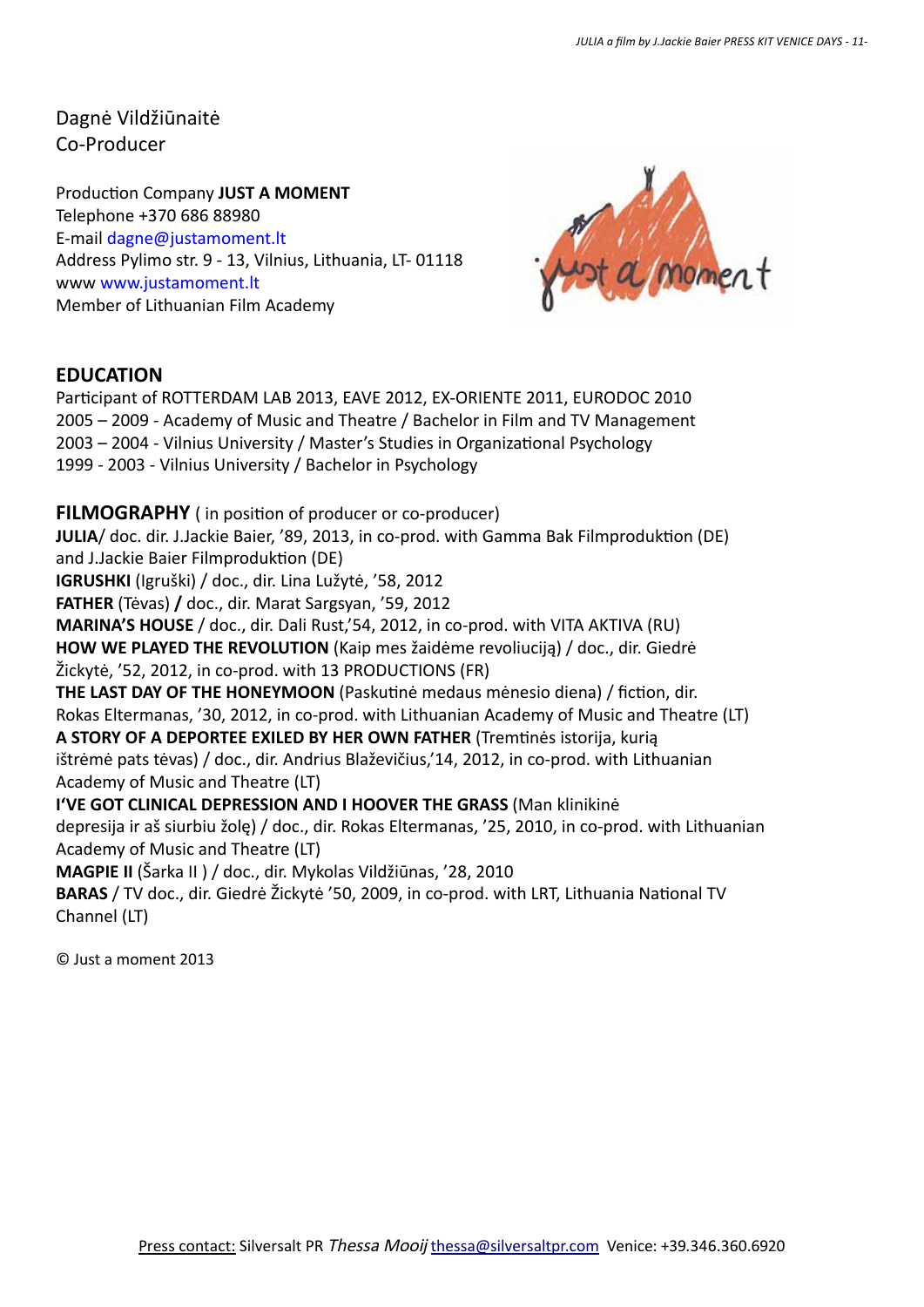Dagnė Vildžiūnaitė
Co-Producer

Production Company **JUST A MOMENT**
Telephone +370 686 88980
E-mail dagne@justamoment.lt
Address Pylimo str. 9 - 13, Vilnius, Lithuania, LT- 01118
www www.justamoment.lt
Member of Lithuanian Film Academy

## EDUCATION

Participant of ROTTERDAM LAB 2013, EAVE 2012, EX-ORIENTE 2011, EURODOC 2010
2005 – 2009 - Academy of Music and Theatre / Bachelor in Film and TV Management
2003 – 2004 - Vilnius University / Master's Studies in Organizational Psychology
1999 - 2003 - Vilnius University / Bachelor in Psychology

## FILMOGRAPHY ( in position of producer or co-producer)

**JULIA**/ doc. dir. J.Jackie Baier, '89, 2013, in co-prod. with Gamma Bak Filmproduktion (DE) and J.Jackie Baier Filmproduktion (DE)
**IGRUSHKI** (Igruški) / doc., dir. Lina Lužytė, '58, 2012
**FATHER** (Tėvas) **/** doc., dir. Marat Sargsyan, '59, 2012
**MARINA'S HOUSE** / doc., dir. Dali Rust,'54, 2012, in co-prod. with VITA AKTIVA (RU)
**HOW WE PLAYED THE REVOLUTION** (Kaip mes žaidėme revoliuciją) / doc., dir. Giedrė Žickytė, '52, 2012, in co-prod. with 13 PRODUCTIONS (FR)
**THE LAST DAY OF THE HONEYMOON** (Paskutinė medaus mėnesio diena) / fiction, dir. Rokas Eltermanas, '30, 2012, in co-prod. with Lithuanian Academy of Music and Theatre (LT)
**A STORY OF A DEPORTEE EXILED BY HER OWN FATHER** (Tremtinės istorija, kurią ištrėmė pats tėvas) / doc., dir. Andrius Blaževičius,'14, 2012, in co-prod. with Lithuanian Academy of Music and Theatre (LT)
**I'VE GOT CLINICAL DEPRESSION AND I HOOVER THE GRASS** (Man klinikinė depresija ir aš siurbiu žolę) / doc., dir. Rokas Eltermanas, '25, 2010, in co-prod. with Lithuanian Academy of Music and Theatre (LT)
**MAGPIE II** (Šarka II ) / doc., dir. Mykolas Vildžiūnas, '28, 2010
**BARAS** / TV doc., dir. Giedrė Žickytė '50, 2009, in co-prod. with LRT, Lithuania National TV Channel (LT)

© Just a moment 2013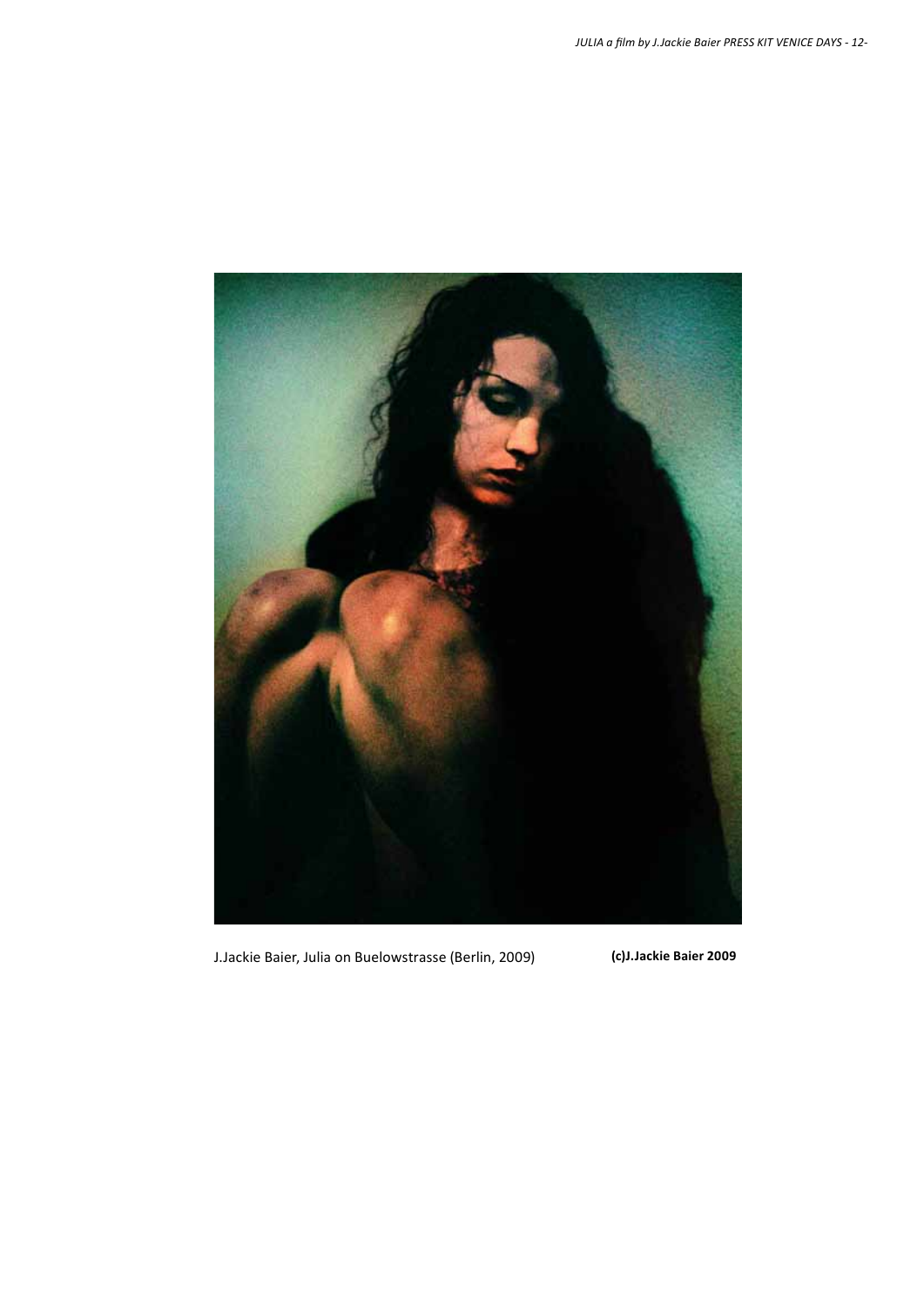J.Jackie Baier, Julia on Buelowstrasse (Berlin, 2009) **(c)J.Jackie Baier 2009**